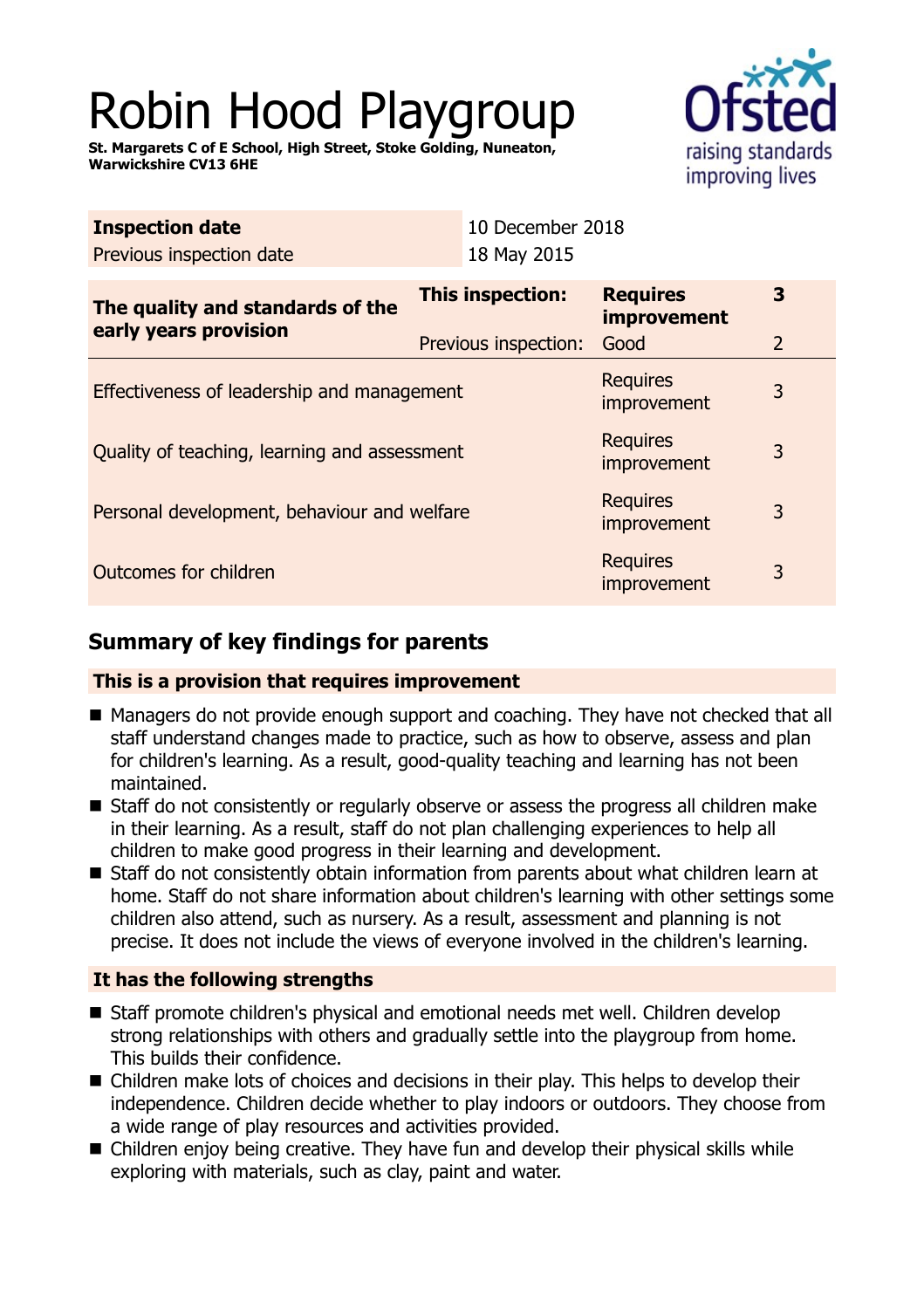# Robin Hood Playgroup

**St. Margarets C of E School, High Street, Stoke Golding, Nuneaton, Warwickshire CV13 6HE**

| **Inspection date** | 10 December 2018 |
|---|---|
| Previous inspection date | 18 May 2015 |

| **The quality and standards of the early years provision** | **This inspection:** | **Requires improvement** | **3** |
|---|---|---|---|
| | Previous inspection: | Good | 2 |
| Effectiveness of leadership and management | | Requires improvement | 3 |
| Quality of teaching, learning and assessment | | Requires improvement | 3 |
| Personal development, behaviour and welfare | | Requires improvement | 3 |
| Outcomes for children | | Requires improvement | 3 |

## Summary of key findings for parents

### This is a provision that requires improvement

- Managers do not provide enough support and coaching. They have not checked that all staff understand changes made to practice, such as how to observe, assess and plan for children's learning. As a result, good-quality teaching and learning has not been maintained.
- Staff do not consistently or regularly observe or assess the progress all children make in their learning. As a result, staff do not plan challenging experiences to help all children to make good progress in their learning and development.
- Staff do not consistently obtain information from parents about what children learn at home. Staff do not share information about children's learning with other settings some children also attend, such as nursery. As a result, assessment and planning is not precise. It does not include the views of everyone involved in the children's learning.

### It has the following strengths

- Staff promote children's physical and emotional needs met well. Children develop strong relationships with others and gradually settle into the playgroup from home. This builds their confidence.
- Children make lots of choices and decisions in their play. This helps to develop their independence. Children decide whether to play indoors or outdoors. They choose from a wide range of play resources and activities provided.
- Children enjoy being creative. They have fun and develop their physical skills while exploring with materials, such as clay, paint and water.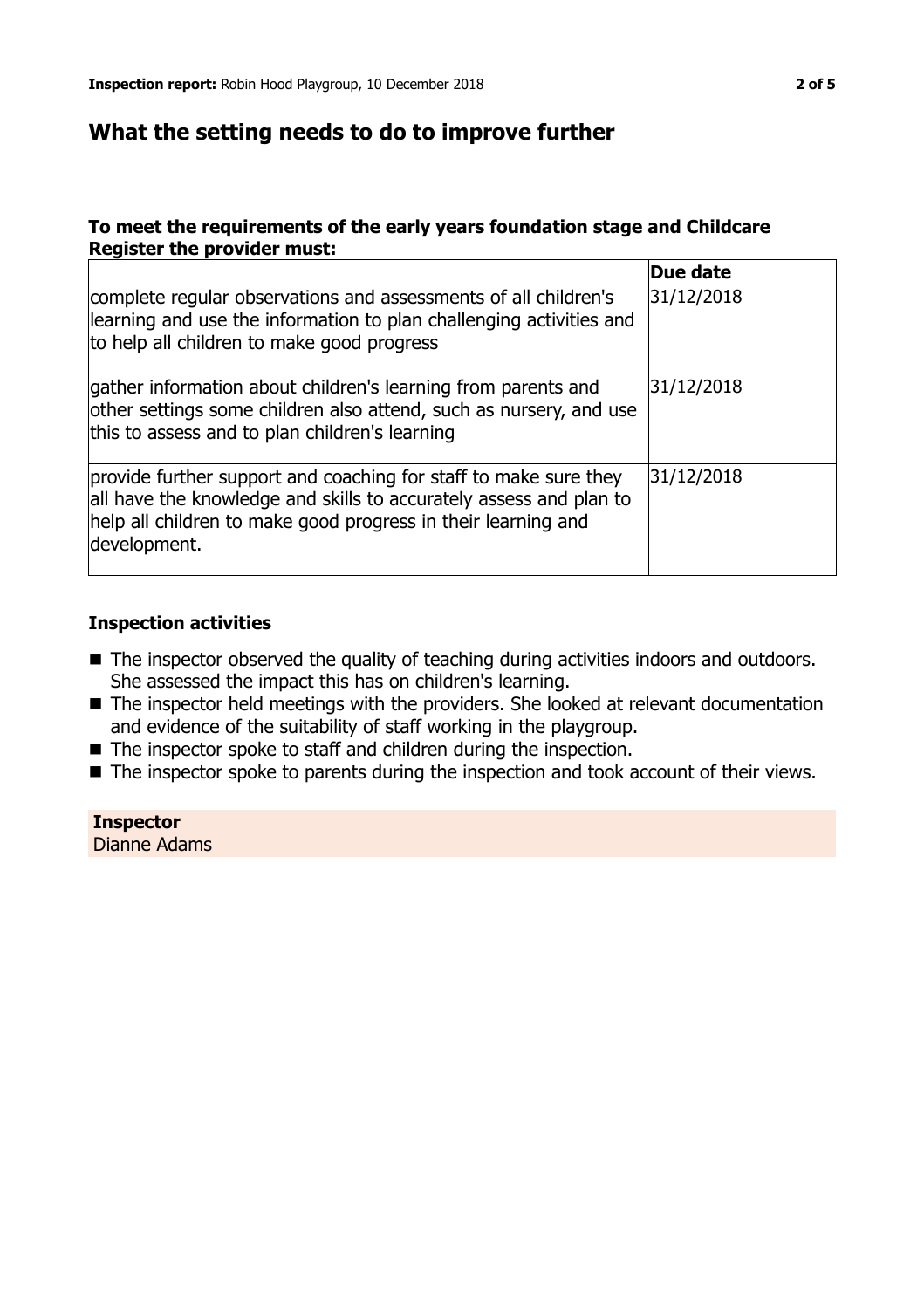## What the setting needs to do to improve further

### To meet the requirements of the early years foundation stage and Childcare Register the provider must:

| | Due date |
|---|---|
| complete regular observations and assessments of all children's learning and use the information to plan challenging activities and to help all children to make good progress | 31/12/2018 |
| gather information about children's learning from parents and other settings some children also attend, such as nursery, and use this to assess and to plan children's learning | 31/12/2018 |
| provide further support and coaching for staff to make sure they all have the knowledge and skills to accurately assess and plan to help all children to make good progress in their learning and development. | 31/12/2018 |

### Inspection activities

- The inspector observed the quality of teaching during activities indoors and outdoors. She assessed the impact this has on children's learning.
- The inspector held meetings with the providers. She looked at relevant documentation and evidence of the suitability of staff working in the playgroup.
- The inspector spoke to staff and children during the inspection.
- The inspector spoke to parents during the inspection and took account of their views.

**Inspector**
Dianne Adams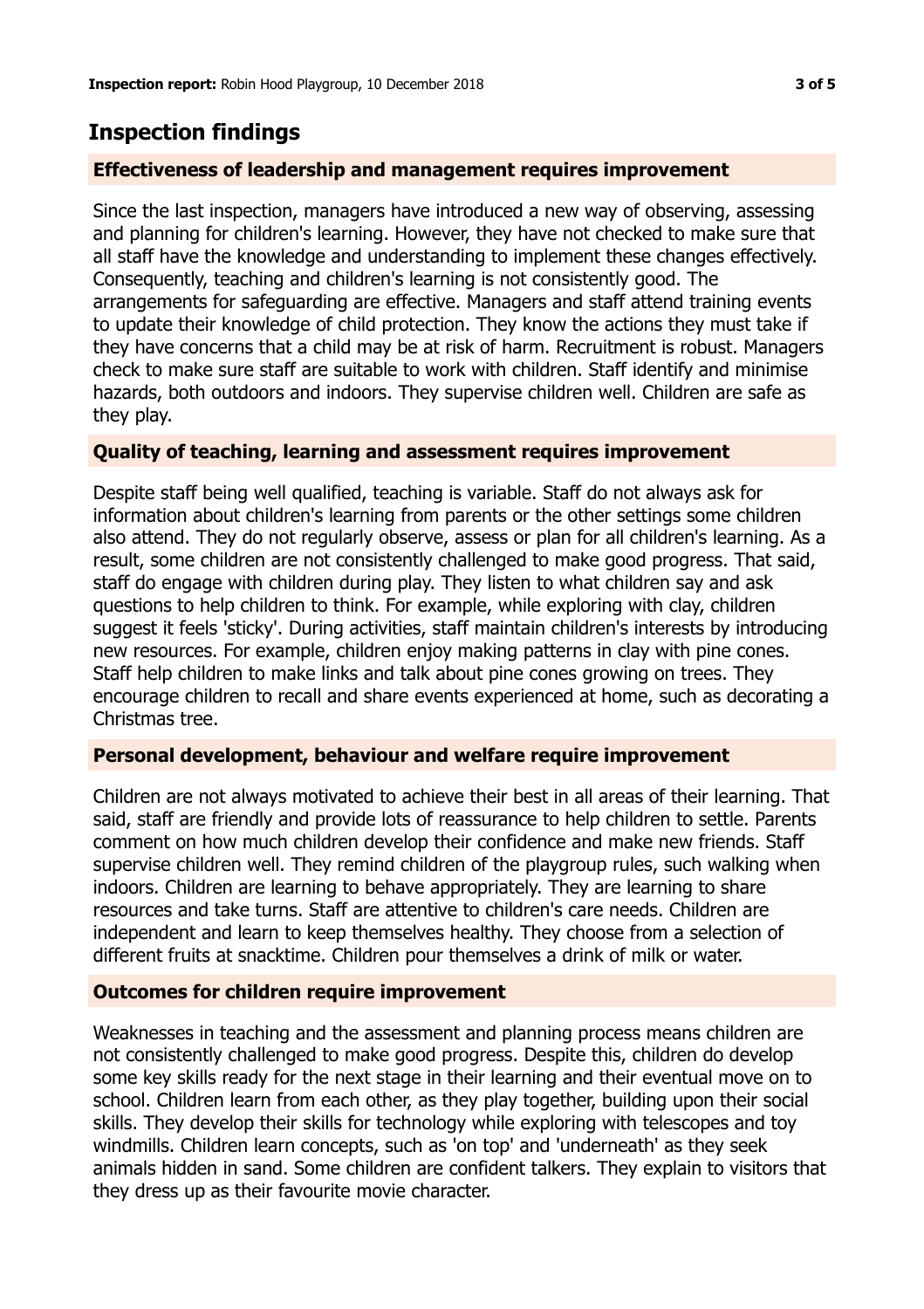## Inspection findings

### Effectiveness of leadership and management requires improvement

Since the last inspection, managers have introduced a new way of observing, assessing and planning for children's learning. However, they have not checked to make sure that all staff have the knowledge and understanding to implement these changes effectively. Consequently, teaching and children's learning is not consistently good. The arrangements for safeguarding are effective. Managers and staff attend training events to update their knowledge of child protection. They know the actions they must take if they have concerns that a child may be at risk of harm. Recruitment is robust. Managers check to make sure staff are suitable to work with children. Staff identify and minimise hazards, both outdoors and indoors. They supervise children well. Children are safe as they play.

### Quality of teaching, learning and assessment requires improvement

Despite staff being well qualified, teaching is variable. Staff do not always ask for information about children's learning from parents or the other settings some children also attend. They do not regularly observe, assess or plan for all children's learning. As a result, some children are not consistently challenged to make good progress. That said, staff do engage with children during play. They listen to what children say and ask questions to help children to think. For example, while exploring with clay, children suggest it feels 'sticky'. During activities, staff maintain children's interests by introducing new resources. For example, children enjoy making patterns in clay with pine cones. Staff help children to make links and talk about pine cones growing on trees. They encourage children to recall and share events experienced at home, such as decorating a Christmas tree.

### Personal development, behaviour and welfare require improvement

Children are not always motivated to achieve their best in all areas of their learning. That said, staff are friendly and provide lots of reassurance to help children to settle. Parents comment on how much children develop their confidence and make new friends. Staff supervise children well. They remind children of the playgroup rules, such walking when indoors. Children are learning to behave appropriately. They are learning to share resources and take turns. Staff are attentive to children's care needs. Children are independent and learn to keep themselves healthy. They choose from a selection of different fruits at snacktime. Children pour themselves a drink of milk or water.

### Outcomes for children require improvement

Weaknesses in teaching and the assessment and planning process means children are not consistently challenged to make good progress. Despite this, children do develop some key skills ready for the next stage in their learning and their eventual move on to school. Children learn from each other, as they play together, building upon their social skills. They develop their skills for technology while exploring with telescopes and toy windmills. Children learn concepts, such as 'on top' and 'underneath' as they seek animals hidden in sand. Some children are confident talkers. They explain to visitors that they dress up as their favourite movie character.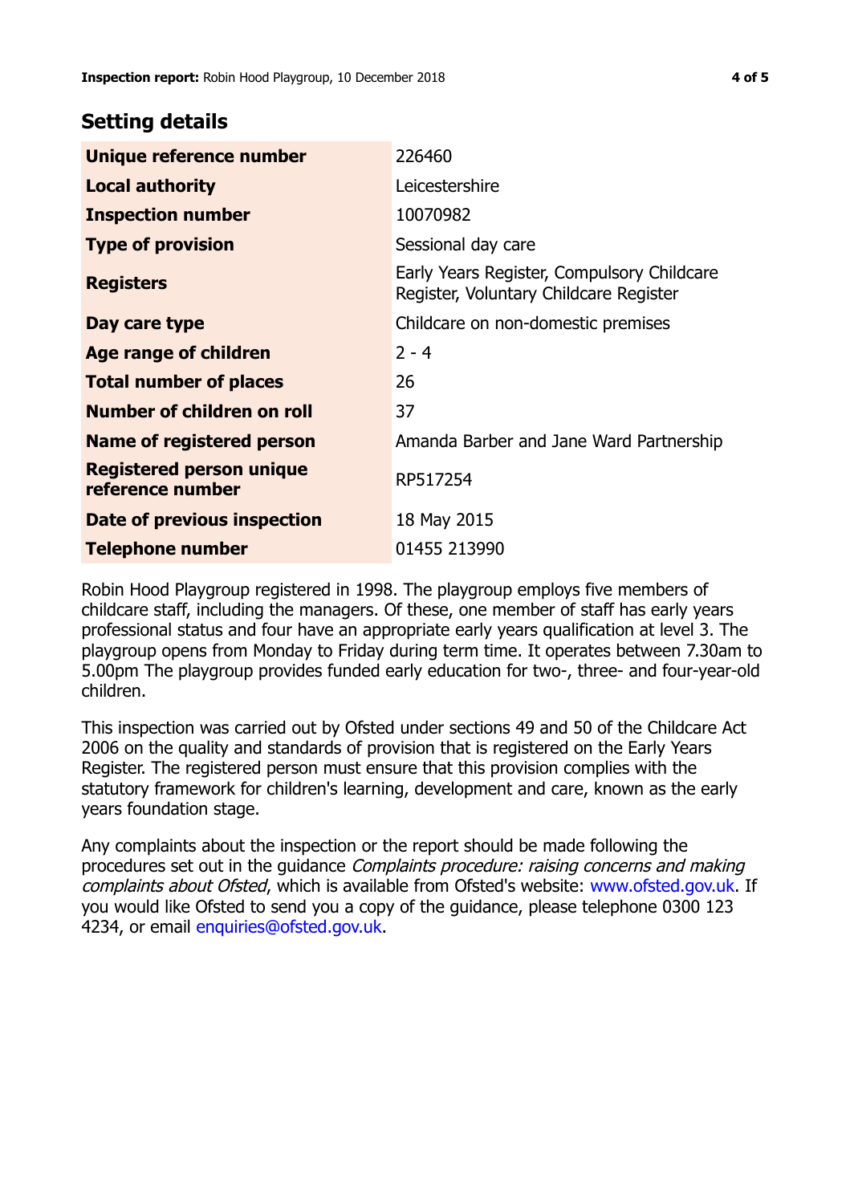## Setting details

| | |
|---|---|
| **Unique reference number** | 226460 |
| **Local authority** | Leicestershire |
| **Inspection number** | 10070982 |
| **Type of provision** | Sessional day care |
| **Registers** | Early Years Register, Compulsory Childcare Register, Voluntary Childcare Register |
| **Day care type** | Childcare on non-domestic premises |
| **Age range of children** | 2 - 4 |
| **Total number of places** | 26 |
| **Number of children on roll** | 37 |
| **Name of registered person** | Amanda Barber and Jane Ward Partnership |
| **Registered person unique reference number** | RP517254 |
| **Date of previous inspection** | 18 May 2015 |
| **Telephone number** | 01455 213990 |

Robin Hood Playgroup registered in 1998. The playgroup employs five members of childcare staff, including the managers. Of these, one member of staff has early years professional status and four have an appropriate early years qualification at level 3. The playgroup opens from Monday to Friday during term time. It operates between 7.30am to 5.00pm The playgroup provides funded early education for two-, three- and four-year-old children.

This inspection was carried out by Ofsted under sections 49 and 50 of the Childcare Act 2006 on the quality and standards of provision that is registered on the Early Years Register. The registered person must ensure that this provision complies with the statutory framework for children's learning, development and care, known as the early years foundation stage.

Any complaints about the inspection or the report should be made following the procedures set out in the guidance *Complaints procedure: raising concerns and making complaints about Ofsted*, which is available from Ofsted's website: www.ofsted.gov.uk. If you would like Ofsted to send you a copy of the guidance, please telephone 0300 123 4234, or email enquiries@ofsted.gov.uk.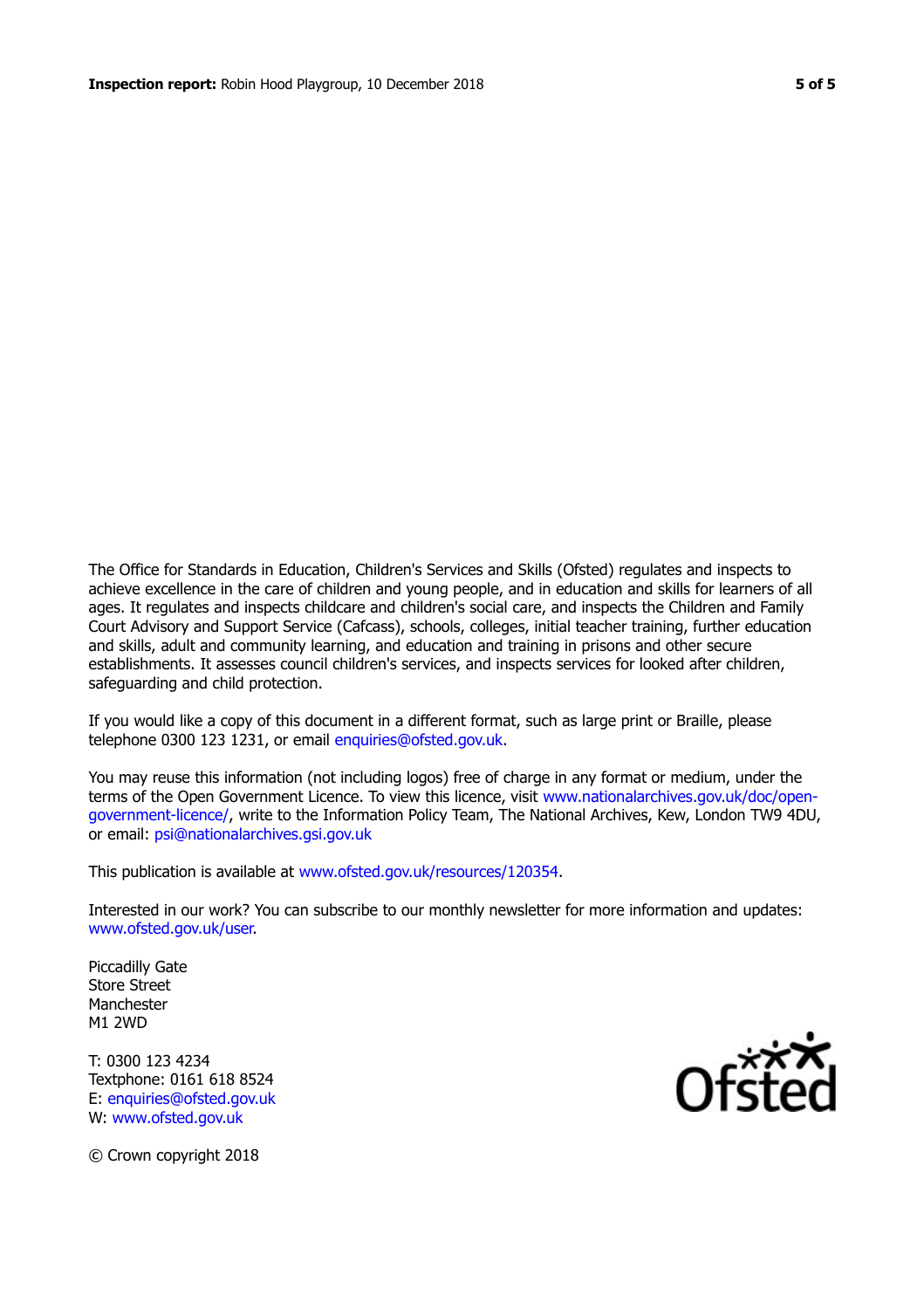The Office for Standards in Education, Children's Services and Skills (Ofsted) regulates and inspects to achieve excellence in the care of children and young people, and in education and skills for learners of all ages. It regulates and inspects childcare and children's social care, and inspects the Children and Family Court Advisory and Support Service (Cafcass), schools, colleges, initial teacher training, further education and skills, adult and community learning, and education and training in prisons and other secure establishments. It assesses council children's services, and inspects services for looked after children, safeguarding and child protection.

If you would like a copy of this document in a different format, such as large print or Braille, please telephone 0300 123 1231, or email enquiries@ofsted.gov.uk.

You may reuse this information (not including logos) free of charge in any format or medium, under the terms of the Open Government Licence. To view this licence, visit www.nationalarchives.gov.uk/doc/open-government-licence/, write to the Information Policy Team, The National Archives, Kew, London TW9 4DU, or email: psi@nationalarchives.gsi.gov.uk

This publication is available at www.ofsted.gov.uk/resources/120354.

Interested in our work? You can subscribe to our monthly newsletter for more information and updates: www.ofsted.gov.uk/user.

Piccadilly Gate
Store Street
Manchester
M1 2WD

T: 0300 123 4234
Textphone: 0161 618 8524
E: enquiries@ofsted.gov.uk
W: www.ofsted.gov.uk

© Crown copyright 2018